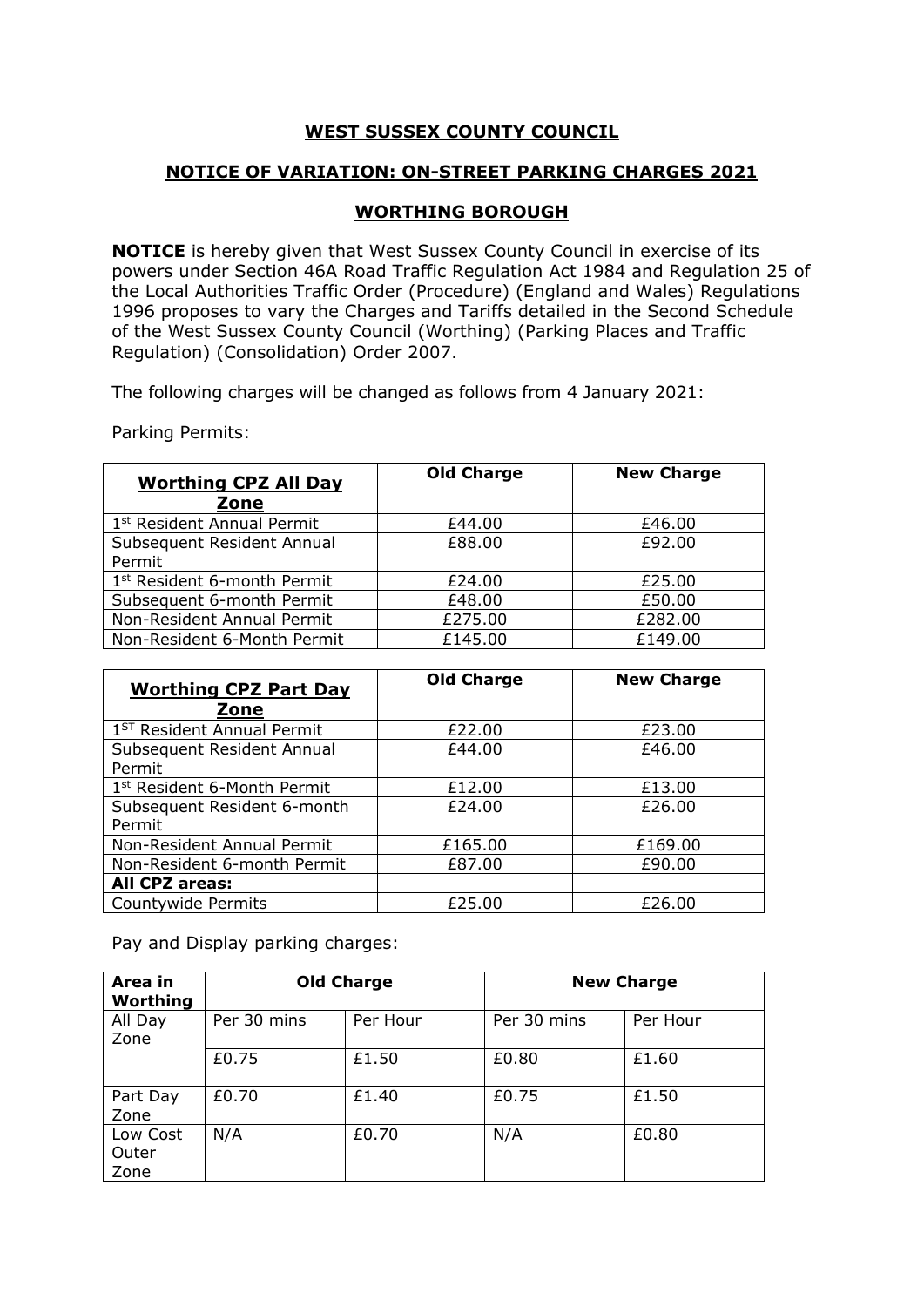## WEST SUSSEX COUNTY COUNCIL

## NOTICE OF VARIATION: ON-STREET PARKING CHARGES 2021

## WORTHING BOROUGH

**NOTICE** is hereby given that West Sussex County Council in exercise of its powers under Section 46A Road Traffic Regulation Act 1984 and Regulation 25 of the Local Authorities Traffic Order (Procedure) (England and Wales) Regulations 1996 proposes to vary the Charges and Tariffs detailed in the Second Schedule of the West Sussex County Council (Worthing) (Parking Places and Traffic Regulation) (Consolidation) Order 2007.

The following charges will be changed as follows from 4 January 2021:

Parking Permits:

| **Worthing CPZ All Day Zone** | **Old Charge** | **New Charge** |
|---|---|---|
| 1st Resident Annual Permit | £44.00 | £46.00 |
| Subsequent Resident Annual Permit | £88.00 | £92.00 |
| 1st Resident 6-month Permit | £24.00 | £25.00 |
| Subsequent 6-month Permit | £48.00 | £50.00 |
| Non-Resident Annual Permit | £275.00 | £282.00 |
| Non-Resident 6-Month Permit | £145.00 | £149.00 |

| **Worthing CPZ Part Day Zone** | **Old Charge** | **New Charge** |
|---|---|---|
| 1ST Resident Annual Permit | £22.00 | £23.00 |
| Subsequent Resident Annual Permit | £44.00 | £46.00 |
| 1st Resident 6-Month Permit | £12.00 | £13.00 |
| Subsequent Resident 6-month Permit | £24.00 | £26.00 |
| Non-Resident Annual Permit | £165.00 | £169.00 |
| Non-Resident 6-month Permit | £87.00 | £90.00 |
| **All CPZ areas:** | | |
| Countywide Permits | £25.00 | £26.00 |

Pay and Display parking charges:

| **Area in Worthing** | **Old Charge** | | **New Charge** | |
|---|---|---|---|---|
| All Day Zone | Per 30 mins | Per Hour | Per 30 mins | Per Hour |
| | £0.75 | £1.50 | £0.80 | £1.60 |
| Part Day Zone | £0.70 | £1.40 | £0.75 | £1.50 |
| Low Cost Outer Zone | N/A | £0.70 | N/A | £0.80 |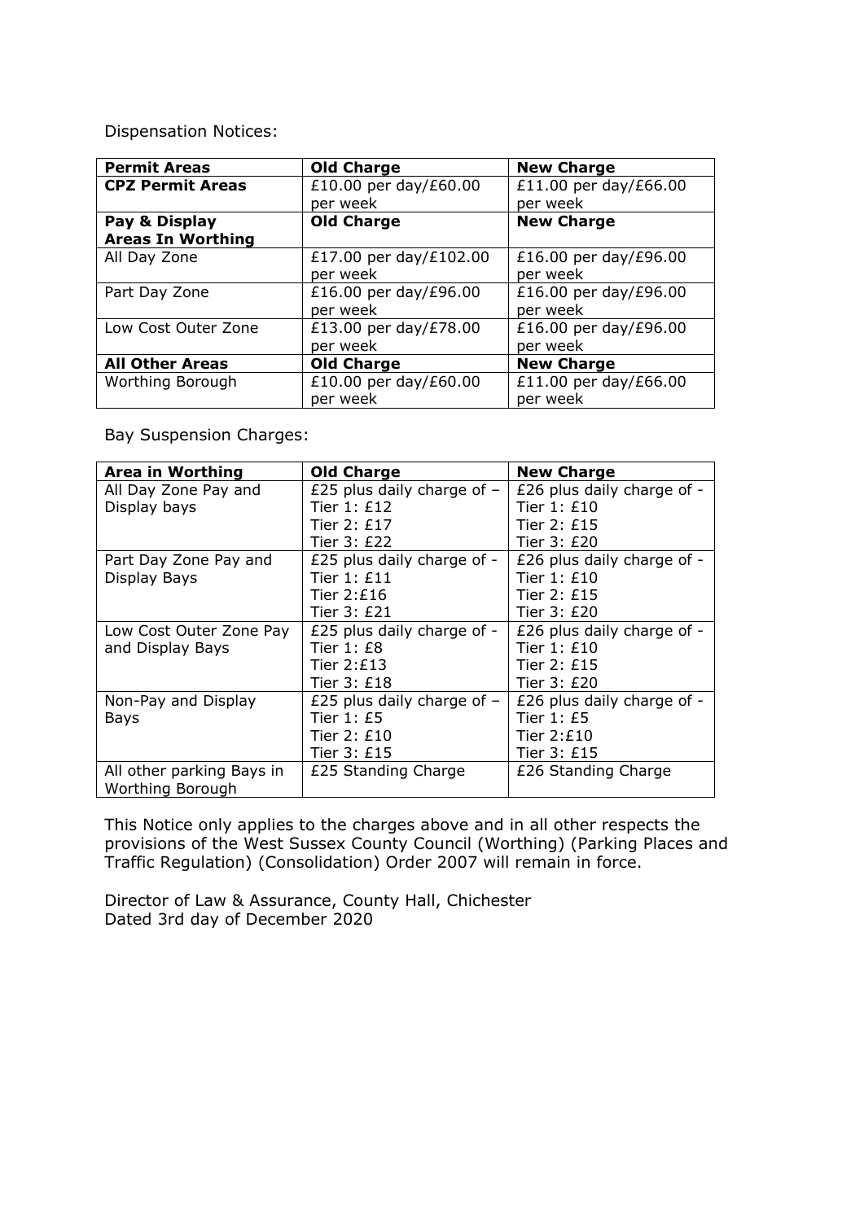Dispensation Notices:

| **Permit Areas** | **Old Charge** | **New Charge** |
|---|---|---|
| **CPZ Permit Areas** | £10.00 per day/£60.00 per week | £11.00 per day/£66.00 per week |
| **Pay & Display Areas In Worthing** | **Old Charge** | **New Charge** |
| All Day Zone | £17.00 per day/£102.00 per week | £16.00 per day/£96.00 per week |
| Part Day Zone | £16.00 per day/£96.00 per week | £16.00 per day/£96.00 per week |
| Low Cost Outer Zone | £13.00 per day/£78.00 per week | £16.00 per day/£96.00 per week |
| **All Other Areas** | **Old Charge** | **New Charge** |
| Worthing Borough | £10.00 per day/£60.00 per week | £11.00 per day/£66.00 per week |

Bay Suspension Charges:

| **Area in Worthing** | **Old Charge** | **New Charge** |
|---|---|---|
| All Day Zone Pay and Display bays | £25 plus daily charge of – Tier 1: £12 Tier 2: £17 Tier 3: £22 | £26 plus daily charge of - Tier 1: £10 Tier 2: £15 Tier 3: £20 |
| Part Day Zone Pay and Display Bays | £25 plus daily charge of - Tier 1: £11 Tier 2:£16 Tier 3: £21 | £26 plus daily charge of - Tier 1: £10 Tier 2: £15 Tier 3: £20 |
| Low Cost Outer Zone Pay and Display Bays | £25 plus daily charge of - Tier 1: £8 Tier 2:£13 Tier 3: £18 | £26 plus daily charge of - Tier 1: £10 Tier 2: £15 Tier 3: £20 |
| Non-Pay and Display Bays | £25 plus daily charge of – Tier 1: £5 Tier 2: £10 Tier 3: £15 | £26 plus daily charge of - Tier 1: £5 Tier 2:£10 Tier 3: £15 |
| All other parking Bays in Worthing Borough | £25 Standing Charge | £26 Standing Charge |

This Notice only applies to the charges above and in all other respects the provisions of the West Sussex County Council (Worthing) (Parking Places and Traffic Regulation) (Consolidation) Order 2007 will remain in force.

Director of Law & Assurance, County Hall, Chichester
Dated 3rd day of December 2020